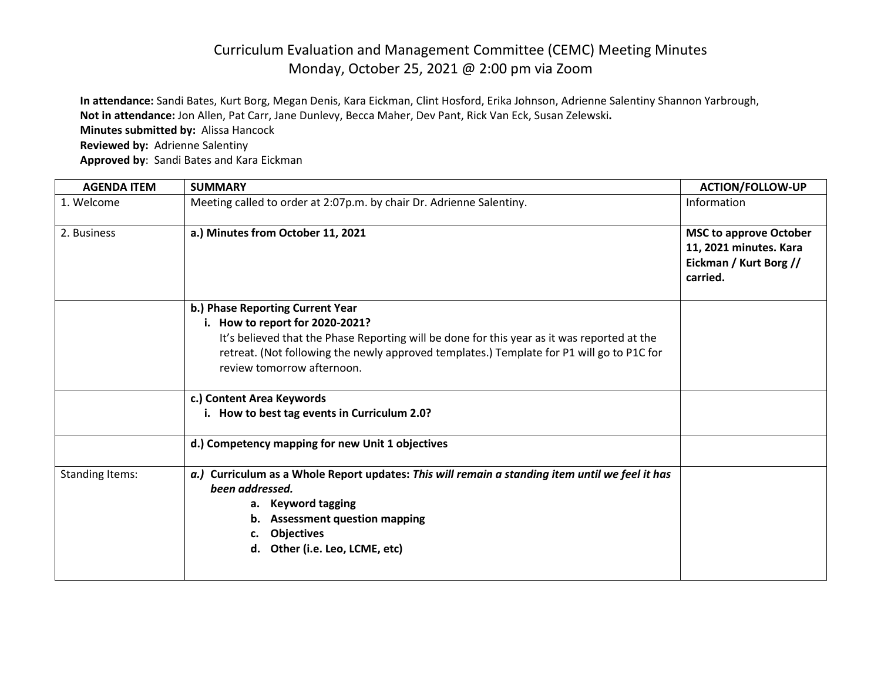# Curriculum Evaluation and Management Committee (CEMC) Meeting Minutes
## Monday, October 25, 2021 @ 2:00 pm via Zoom

**In attendance:** Sandi Bates, Kurt Borg, Megan Denis, Kara Eickman, Clint Hosford, Erika Johnson, Adrienne Salentiny Shannon Yarbrough,
**Not in attendance:** Jon Allen, Pat Carr, Jane Dunlevy, Becca Maher, Dev Pant, Rick Van Eck, Susan Zelewski**.**
**Minutes submitted by:** Alissa Hancock
**Reviewed by:** Adrienne Salentiny
**Approved by**: Sandi Bates and Kara Eickman

| AGENDA ITEM | SUMMARY | ACTION/FOLLOW-UP |
|---|---|---|
| 1. Welcome | Meeting called to order at 2:07p.m. by chair Dr. Adrienne Salentiny. | Information |
| 2. Business | **a.) Minutes from October 11, 2021** | **MSC to approve October 11, 2021 minutes. Kara Eickman / Kurt Borg // carried.** |
| | **b.) Phase Reporting Current Year**<br>**i. How to report for 2020-2021?**<br>It's believed that the Phase Reporting will be done for this year as it was reported at the retreat. (Not following the newly approved templates.) Template for P1 will go to P1C for review tomorrow afternoon. | |
| | **c.) Content Area Keywords**<br>**i. How to best tag events in Curriculum 2.0?** | |
| | **d.) Competency mapping for new Unit 1 objectives** | |
| Standing Items: | ***a.)* Curriculum as a Whole Report updates:** ***This will remain a standing item until we feel it has been addressed.***<br>**a. Keyword tagging**<br>**b. Assessment question mapping**<br>**c. Objectives**<br>**d. Other (i.e. Leo, LCME, etc)** | |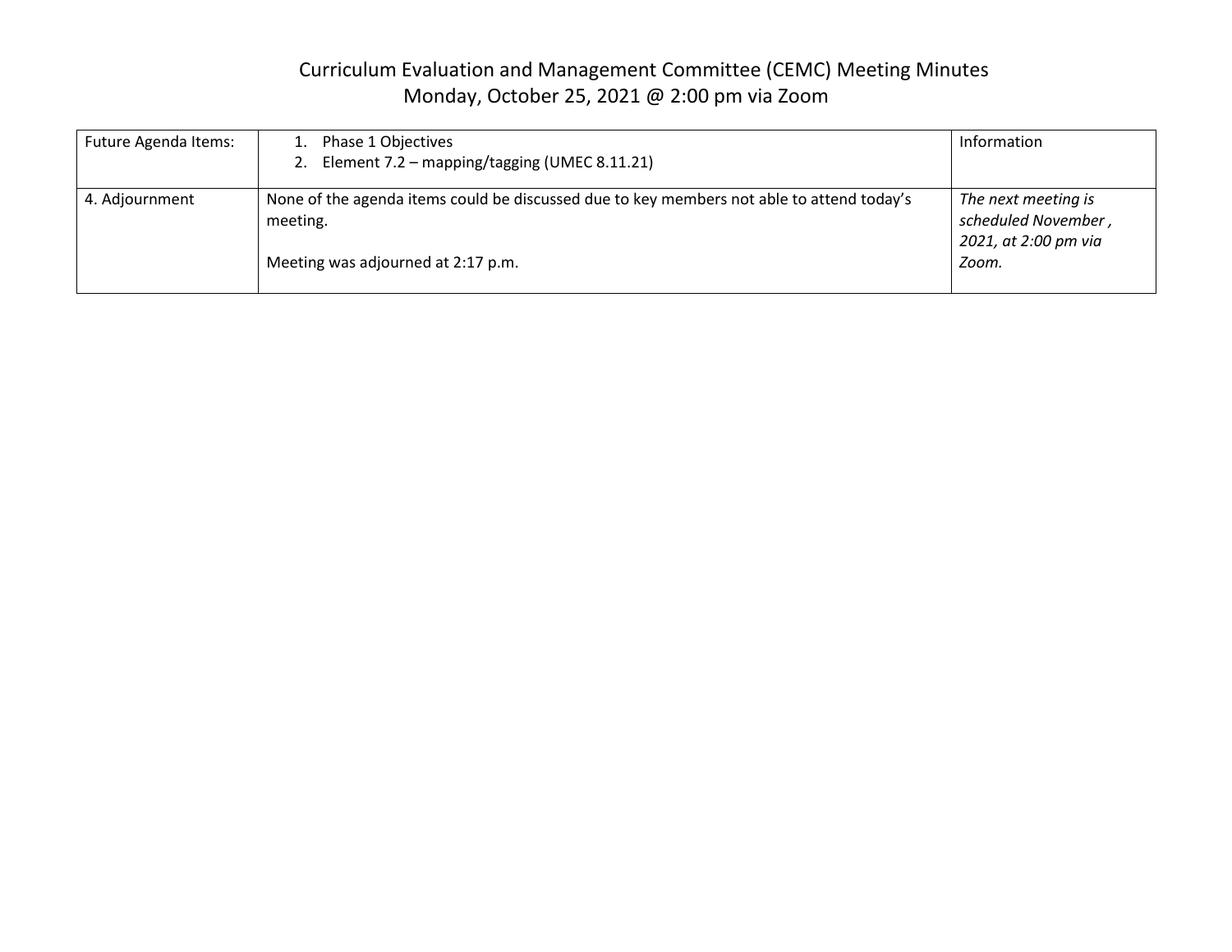# Curriculum Evaluation and Management Committee (CEMC) Meeting Minutes
## Monday, October 25, 2021 @ 2:00 pm via Zoom

| | | |
|---|---|---|
| Future Agenda Items: | 1. Phase 1 Objectives<br>2. Element 7.2 – mapping/tagging (UMEC 8.11.21) | Information |
| 4. Adjournment | None of the agenda items could be discussed due to key members not able to attend today's meeting.<br><br>Meeting was adjourned at 2:17 p.m. | *The next meeting is scheduled November , 2021, at 2:00 pm via Zoom.* |